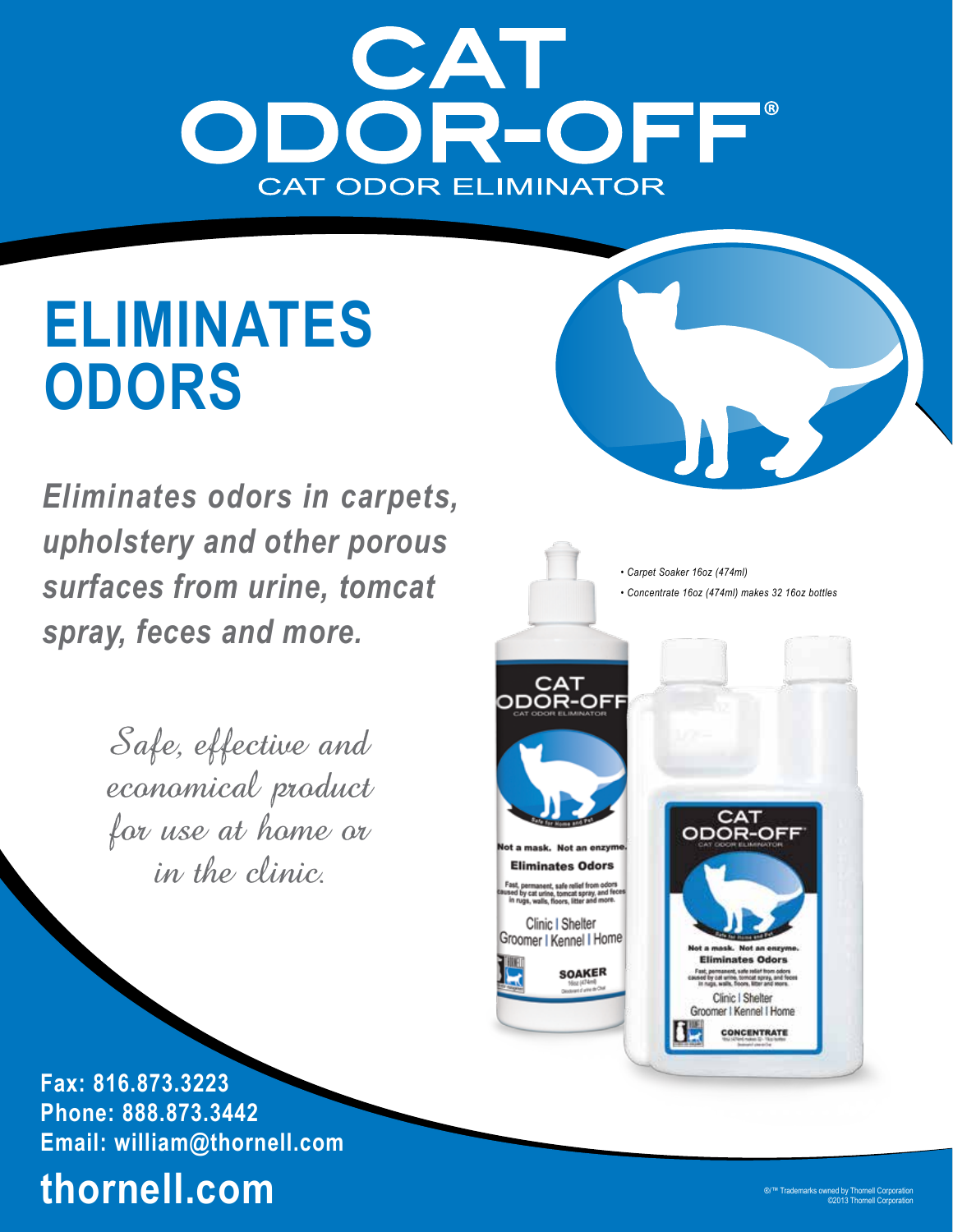# CAT ODOR-OFF®

CAT ODOR ELIMINATOR

## ELIMINATES ODORS

***Eliminates odors in carpets, upholstery and other porous surfaces from urine, tomcat spray, feces and more.***

*Safe, effective and economical product for use at home or in the clinic.*

- *Carpet Soaker 16oz (474ml)*
- *Concentrate 16oz (474ml) makes 32 16oz bottles*

**Fax: 816.873.3223**
**Phone: 888.873.3442**
**Email: william@thornell.com**

## thornell.com

®/™ Trademarks owned by Thornell Corporation
©2013 Thornell Corporation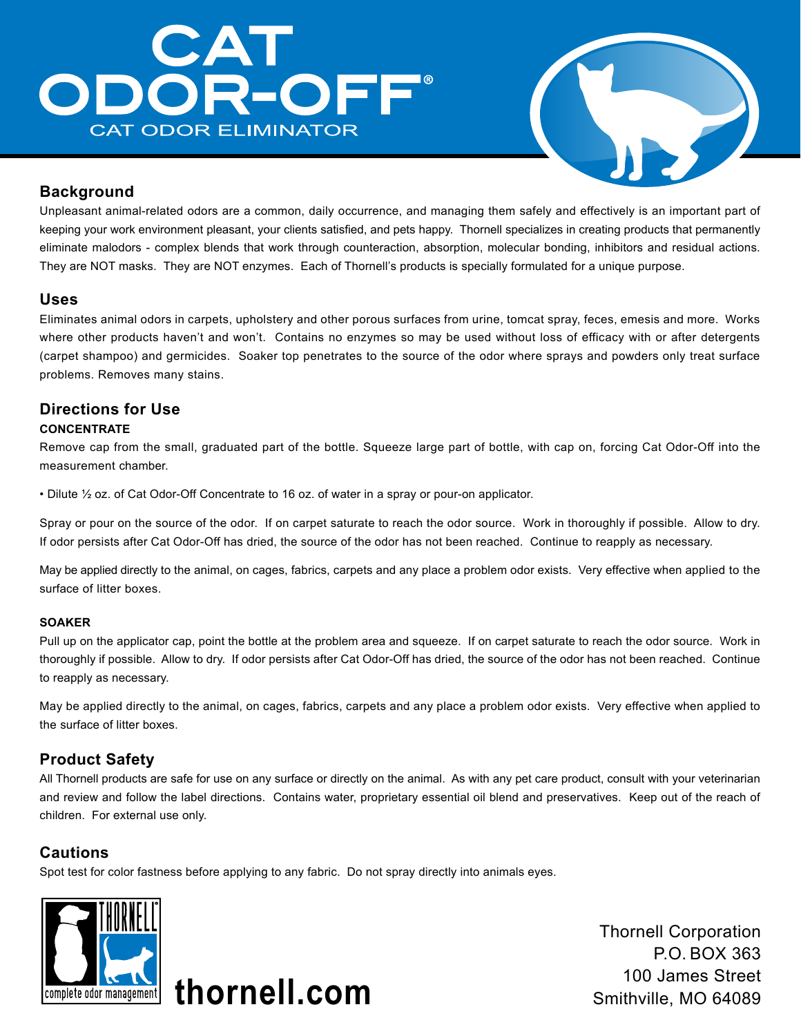# CAT ODOR-OFF®

CAT ODOR ELIMINATOR

## Background

Unpleasant animal-related odors are a common, daily occurrence, and managing them safely and effectively is an important part of keeping your work environment pleasant, your clients satisfied, and pets happy. Thornell specializes in creating products that permanently eliminate malodors - complex blends that work through counteraction, absorption, molecular bonding, inhibitors and residual actions. They are NOT masks. They are NOT enzymes. Each of Thornell's products is specially formulated for a unique purpose.

## Uses

Eliminates animal odors in carpets, upholstery and other porous surfaces from urine, tomcat spray, feces, emesis and more. Works where other products haven't and won't. Contains no enzymes so may be used without loss of efficacy with or after detergents (carpet shampoo) and germicides. Soaker top penetrates to the source of the odor where sprays and powders only treat surface problems. Removes many stains.

## Directions for Use

### CONCENTRATE

Remove cap from the small, graduated part of the bottle. Squeeze large part of bottle, with cap on, forcing Cat Odor-Off into the measurement chamber.

- Dilute ½ oz. of Cat Odor-Off Concentrate to 16 oz. of water in a spray or pour-on applicator.

Spray or pour on the source of the odor. If on carpet saturate to reach the odor source. Work in thoroughly if possible. Allow to dry. If odor persists after Cat Odor-Off has dried, the source of the odor has not been reached. Continue to reapply as necessary.

May be applied directly to the animal, on cages, fabrics, carpets and any place a problem odor exists. Very effective when applied to the surface of litter boxes.

### SOAKER

Pull up on the applicator cap, point the bottle at the problem area and squeeze. If on carpet saturate to reach the odor source. Work in thoroughly if possible. Allow to dry. If odor persists after Cat Odor-Off has dried, the source of the odor has not been reached. Continue to reapply as necessary.

May be applied directly to the animal, on cages, fabrics, carpets and any place a problem odor exists. Very effective when applied to the surface of litter boxes.

## Product Safety

All Thornell products are safe for use on any surface or directly on the animal. As with any pet care product, consult with your veterinarian and review and follow the label directions. Contains water, proprietary essential oil blend and preservatives. Keep out of the reach of children. For external use only.

## Cautions

Spot test for color fastness before applying to any fabric. Do not spray directly into animals eyes.

THORNELL®
complete odor management

**thornell.com**

Thornell Corporation
P.O. BOX 363
100 James Street
Smithville, MO 64089